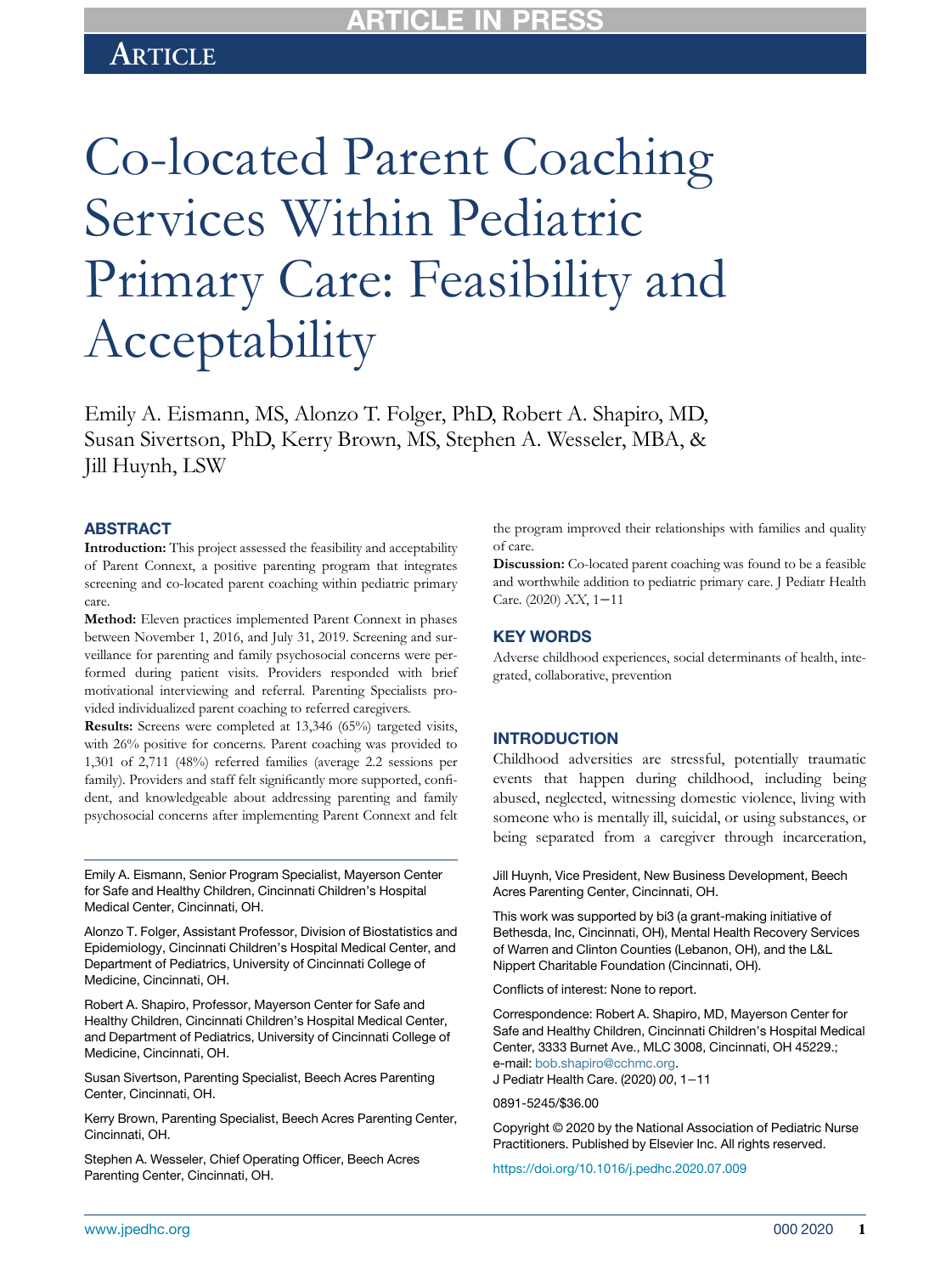# Co-located Parent Coaching Services Within Pediatric Primary Care: Feasibility and Acceptability

Emily A. Eismann, MS, Alonzo T. Folger, PhD, Robert A. Shapiro, MD, Susan Sivertson, PhD, Kerry Brown, MS, Stephen A. Wesseler, MBA, & Jill Huynh, LSW

## ABSTRACT

**Introduction:** This project assessed the feasibility and acceptability of Parent Connext, a positive parenting program that integrates screening and co-located parent coaching within pediatric primary care.

**Method:** Eleven practices implemented Parent Connext in phases between November 1, 2016, and July 31, 2019. Screening and surveillance for parenting and family psychosocial concerns were performed during patient visits. Providers responded with brief motivational interviewing and referral. Parenting Specialists provided individualized parent coaching to referred caregivers.

**Results:** Screens were completed at 13,346 (65%) targeted visits, with 26% positive for concerns. Parent coaching was provided to 1,301 of 2,711 (48%) referred families (average 2.2 sessions per family). Providers and staff felt significantly more supported, confident, and knowledgeable about addressing parenting and family psychosocial concerns after implementing Parent Connext and felt the program improved their relationships with families and quality of care.

**Discussion:** Co-located parent coaching was found to be a feasible and worthwhile addition to pediatric primary care. J Pediatr Health Care. (2020) *XX*, 1−11

## KEY WORDS

Adverse childhood experiences, social determinants of health, integrated, collaborative, prevention

## INTRODUCTION

Childhood adversities are stressful, potentially traumatic events that happen during childhood, including being abused, neglected, witnessing domestic violence, living with someone who is mentally ill, suicidal, or using substances, or being separated from a caregiver through incarceration,

---

Emily A. Eismann, Senior Program Specialist, Mayerson Center for Safe and Healthy Children, Cincinnati Children's Hospital Medical Center, Cincinnati, OH.

Alonzo T. Folger, Assistant Professor, Division of Biostatistics and Epidemiology, Cincinnati Children's Hospital Medical Center, and Department of Pediatrics, University of Cincinnati College of Medicine, Cincinnati, OH.

Robert A. Shapiro, Professor, Mayerson Center for Safe and Healthy Children, Cincinnati Children's Hospital Medical Center, and Department of Pediatrics, University of Cincinnati College of Medicine, Cincinnati, OH.

Susan Sivertson, Parenting Specialist, Beech Acres Parenting Center, Cincinnati, OH.

Kerry Brown, Parenting Specialist, Beech Acres Parenting Center, Cincinnati, OH.

Stephen A. Wesseler, Chief Operating Officer, Beech Acres Parenting Center, Cincinnati, OH.

Jill Huynh, Vice President, New Business Development, Beech Acres Parenting Center, Cincinnati, OH.

This work was supported by bi3 (a grant-making initiative of Bethesda, Inc, Cincinnati, OH), Mental Health Recovery Services of Warren and Clinton Counties (Lebanon, OH), and the L&L Nippert Charitable Foundation (Cincinnati, OH).

Conflicts of interest: None to report.

Correspondence: Robert A. Shapiro, MD, Mayerson Center for Safe and Healthy Children, Cincinnati Children's Hospital Medical Center, 3333 Burnet Ave., MLC 3008, Cincinnati, OH 45229.; e-mail: bob.shapiro@cchmc.org.

J Pediatr Health Care. (2020) *00*, 1−11

0891-5245/$36.00

Copyright © 2020 by the National Association of Pediatric Nurse Practitioners. Published by Elsevier Inc. All rights reserved.

https://doi.org/10.1016/j.pedhc.2020.07.009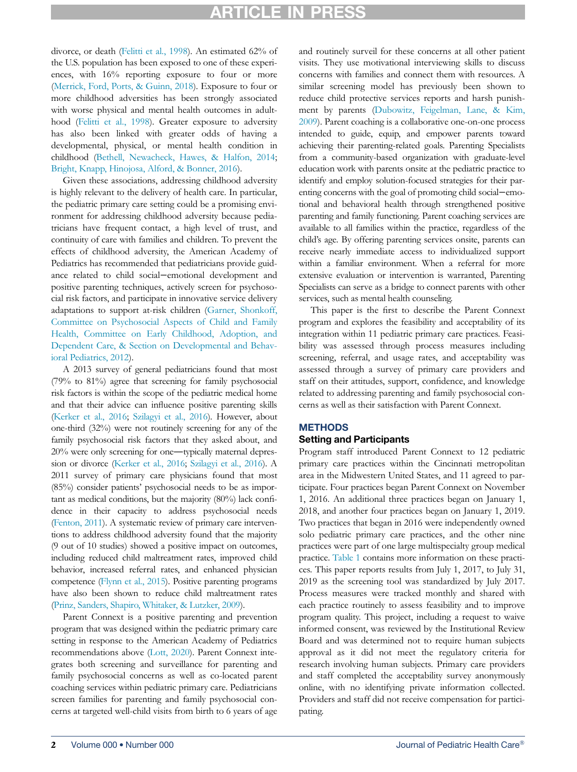divorce, or death (Felitti et al., 1998). An estimated 62% of the U.S. population has been exposed to one of these experiences, with 16% reporting exposure to four or more (Merrick, Ford, Ports, & Guinn, 2018). Exposure to four or more childhood adversities has been strongly associated with worse physical and mental health outcomes in adulthood (Felitti et al., 1998). Greater exposure to adversity has also been linked with greater odds of having a developmental, physical, or mental health condition in childhood (Bethell, Newacheck, Hawes, & Halfon, 2014; Bright, Knapp, Hinojosa, Alford, & Bonner, 2016).

Given these associations, addressing childhood adversity is highly relevant to the delivery of health care. In particular, the pediatric primary care setting could be a promising environment for addressing childhood adversity because pediatricians have frequent contact, a high level of trust, and continuity of care with families and children. To prevent the effects of childhood adversity, the American Academy of Pediatrics has recommended that pediatricians provide guidance related to child social−emotional development and positive parenting techniques, actively screen for psychosocial risk factors, and participate in innovative service delivery adaptations to support at-risk children (Garner, Shonkoff, Committee on Psychosocial Aspects of Child and Family Health, Committee on Early Childhood, Adoption, and Dependent Care, & Section on Developmental and Behavioral Pediatrics, 2012).

A 2013 survey of general pediatricians found that most (79% to 81%) agree that screening for family psychosocial risk factors is within the scope of the pediatric medical home and that their advice can influence positive parenting skills (Kerker et al., 2016; Szilagyi et al., 2016). However, about one-third (32%) were not routinely screening for any of the family psychosocial risk factors that they asked about, and 20% were only screening for one—typically maternal depression or divorce (Kerker et al., 2016; Szilagyi et al., 2016). A 2011 survey of primary care physicians found that most (85%) consider patients' psychosocial needs to be as important as medical conditions, but the majority (80%) lack confidence in their capacity to address psychosocial needs (Fenton, 2011). A systematic review of primary care interventions to address childhood adversity found that the majority (9 out of 10 studies) showed a positive impact on outcomes, including reduced child maltreatment rates, improved child behavior, increased referral rates, and enhanced physician competence (Flynn et al., 2015). Positive parenting programs have also been shown to reduce child maltreatment rates (Prinz, Sanders, Shapiro, Whitaker, & Lutzker, 2009).

Parent Connext is a positive parenting and prevention program that was designed within the pediatric primary care setting in response to the American Academy of Pediatrics recommendations above (Lott, 2020). Parent Connext integrates both screening and surveillance for parenting and family psychosocial concerns as well as co-located parent coaching services within pediatric primary care. Pediatricians screen families for parenting and family psychosocial concerns at targeted well-child visits from birth to 6 years of age and routinely surveil for these concerns at all other patient visits. They use motivational interviewing skills to discuss concerns with families and connect them with resources. A similar screening model has previously been shown to reduce child protective services reports and harsh punishment by parents (Dubowitz, Feigelman, Lane, & Kim, 2009). Parent coaching is a collaborative one-on-one process intended to guide, equip, and empower parents toward achieving their parenting-related goals. Parenting Specialists from a community-based organization with graduate-level education work with parents onsite at the pediatric practice to identify and employ solution-focused strategies for their parenting concerns with the goal of promoting child social−emotional and behavioral health through strengthened positive parenting and family functioning. Parent coaching services are available to all families within the practice, regardless of the child's age. By offering parenting services onsite, parents can receive nearly immediate access to individualized support within a familiar environment. When a referral for more extensive evaluation or intervention is warranted, Parenting Specialists can serve as a bridge to connect parents with other services, such as mental health counseling.

This paper is the first to describe the Parent Connext program and explores the feasibility and acceptability of its integration within 11 pediatric primary care practices. Feasibility was assessed through process measures including screening, referral, and usage rates, and acceptability was assessed through a survey of primary care providers and staff on their attitudes, support, confidence, and knowledge related to addressing parenting and family psychosocial concerns as well as their satisfaction with Parent Connext.

## METHODS

### Setting and Participants

Program staff introduced Parent Connext to 12 pediatric primary care practices within the Cincinnati metropolitan area in the Midwestern United States, and 11 agreed to participate. Four practices began Parent Connext on November 1, 2016. An additional three practices began on January 1, 2018, and another four practices began on January 1, 2019. Two practices that began in 2016 were independently owned solo pediatric primary care practices, and the other nine practices were part of one large multispecialty group medical practice. Table 1 contains more information on these practices. This paper reports results from July 1, 2017, to July 31, 2019 as the screening tool was standardized by July 2017. Process measures were tracked monthly and shared with each practice routinely to assess feasibility and to improve program quality. This project, including a request to waive informed consent, was reviewed by the Institutional Review Board and was determined not to require human subjects approval as it did not meet the regulatory criteria for research involving human subjects. Primary care providers and staff completed the acceptability survey anonymously online, with no identifying private information collected. Providers and staff did not receive compensation for participating.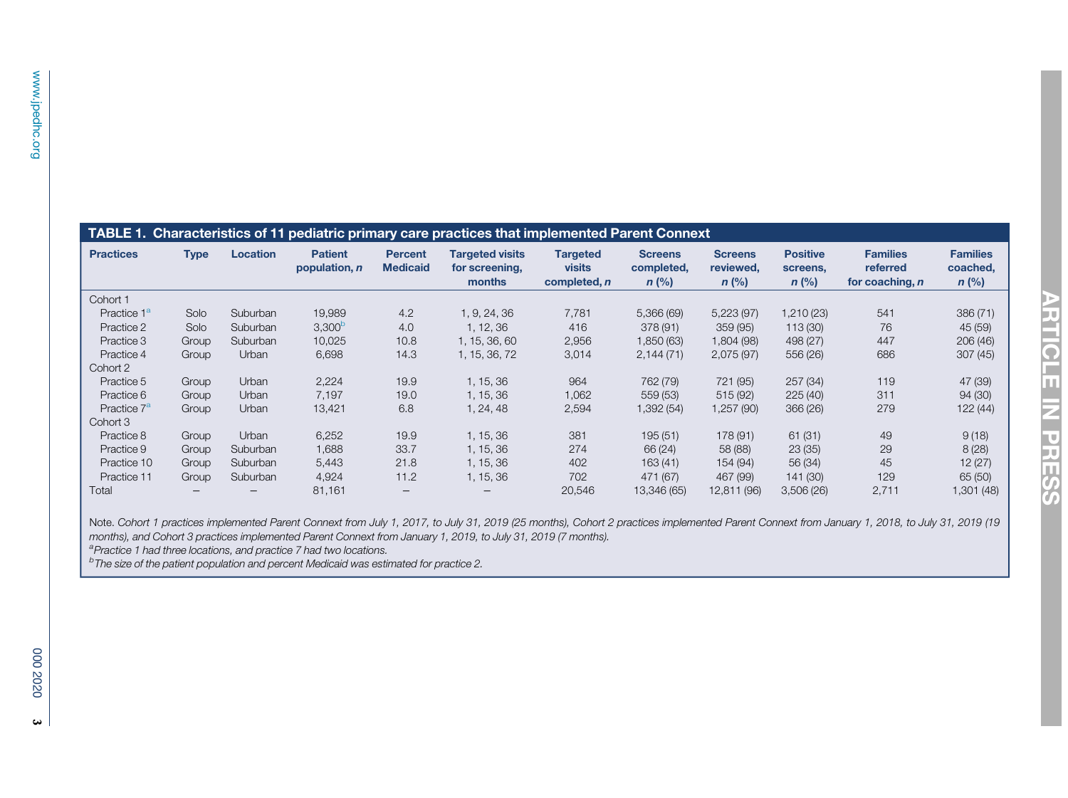**TABLE 1. Characteristics of 11 pediatric primary care practices that implemented Parent Connext**

| Practices | Type | Location | Patient population, *n* | Percent Medicaid | Targeted visits for screening, months | Targeted visits completed, *n* | Screens completed, *n* (%) | Screens reviewed, *n* (%) | Positive screens, *n* (%) | Families referred for coaching, *n* | Families coached, *n* (%) |
|---|---|---|---|---|---|---|---|---|---|---|---|
| Cohort 1 | | | | | | | | | | | |
| Practice 1[a] | Solo | Suburban | 19,989 | 4.2 | 1, 9, 24, 36 | 7,781 | 5,366 (69) | 5,223 (97) | 1,210 (23) | 541 | 386 (71) |
| Practice 2 | Solo | Suburban | 3,300[b] | 4.0 | 1, 12, 36 | 416 | 378 (91) | 359 (95) | 113 (30) | 76 | 45 (59) |
| Practice 3 | Group | Suburban | 10,025 | 10.8 | 1, 15, 36, 60 | 2,956 | 1,850 (63) | 1,804 (98) | 498 (27) | 447 | 206 (46) |
| Practice 4 | Group | Urban | 6,698 | 14.3 | 1, 15, 36, 72 | 3,014 | 2,144 (71) | 2,075 (97) | 556 (26) | 686 | 307 (45) |
| Cohort 2 | | | | | | | | | | | |
| Practice 5 | Group | Urban | 2,224 | 19.9 | 1, 15, 36 | 964 | 762 (79) | 721 (95) | 257 (34) | 119 | 47 (39) |
| Practice 6 | Group | Urban | 7,197 | 19.0 | 1, 15, 36 | 1,062 | 559 (53) | 515 (92) | 225 (40) | 311 | 94 (30) |
| Practice 7[a] | Group | Urban | 13,421 | 6.8 | 1, 24, 48 | 2,594 | 1,392 (54) | 1,257 (90) | 366 (26) | 279 | 122 (44) |
| Cohort 3 | | | | | | | | | | | |
| Practice 8 | Group | Urban | 6,252 | 19.9 | 1, 15, 36 | 381 | 195 (51) | 178 (91) | 61 (31) | 49 | 9 (18) |
| Practice 9 | Group | Suburban | 1,688 | 33.7 | 1, 15, 36 | 274 | 66 (24) | 58 (88) | 23 (35) | 29 | 8 (28) |
| Practice 10 | Group | Suburban | 5,443 | 21.8 | 1, 15, 36 | 402 | 163 (41) | 154 (94) | 56 (34) | 45 | 12 (27) |
| Practice 11 | Group | Suburban | 4,924 | 11.2 | 1, 15, 36 | 702 | 471 (67) | 467 (99) | 141 (30) | 129 | 65 (50) |
| Total | – | – | 81,161 | – | – | 20,546 | 13,346 (65) | 12,811 (96) | 3,506 (26) | 2,711 | 1,301 (48) |

Note. *Cohort 1 practices implemented Parent Connext from July 1, 2017, to July 31, 2019 (25 months), Cohort 2 practices implemented Parent Connext from January 1, 2018, to July 31, 2019 (19 months), and Cohort 3 practices implemented Parent Connext from January 1, 2019, to July 31, 2019 (7 months).*

[a]*Practice 1 had three locations, and practice 7 had two locations.*

[b]*The size of the patient population and percent Medicaid was estimated for practice 2.*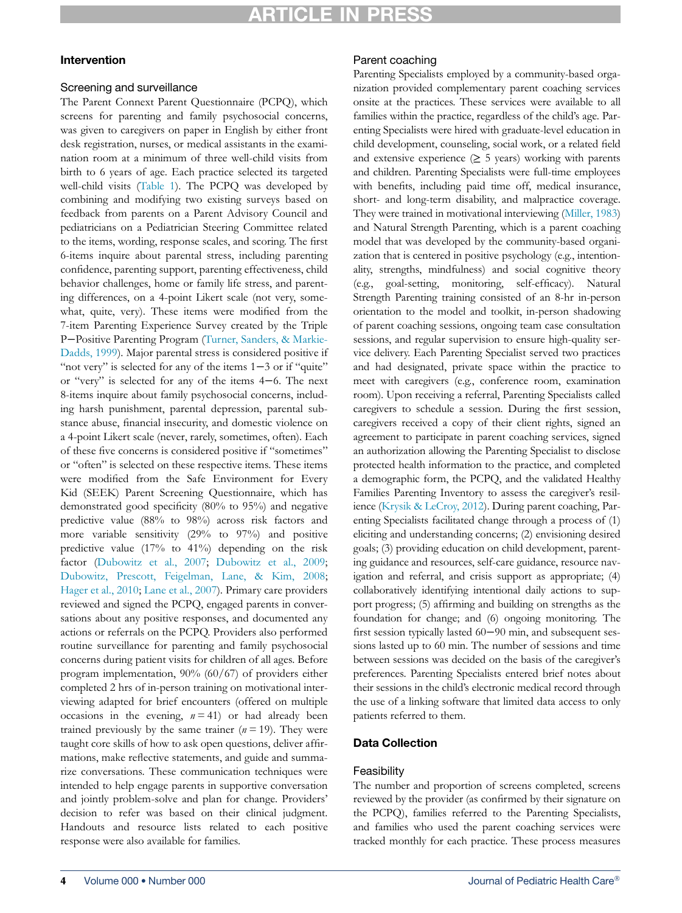## Intervention

### Screening and surveillance

The Parent Connext Parent Questionnaire (PCPQ), which screens for parenting and family psychosocial concerns, was given to caregivers on paper in English by either front desk registration, nurses, or medical assistants in the examination room at a minimum of three well-child visits from birth to 6 years of age. Each practice selected its targeted well-child visits (Table 1). The PCPQ was developed by combining and modifying two existing surveys based on feedback from parents on a Parent Advisory Council and pediatricians on a Pediatrician Steering Committee related to the items, wording, response scales, and scoring. The first 6-items inquire about parental stress, including parenting confidence, parenting support, parenting effectiveness, child behavior challenges, home or family life stress, and parenting differences, on a 4-point Likert scale (not very, somewhat, quite, very). These items were modified from the 7-item Parenting Experience Survey created by the Triple P—Positive Parenting Program (Turner, Sanders, & Markie-Dadds, 1999). Major parental stress is considered positive if "not very" is selected for any of the items 1−3 or if "quite" or "very" is selected for any of the items 4−6. The next 8-items inquire about family psychosocial concerns, including harsh punishment, parental depression, parental substance abuse, financial insecurity, and domestic violence on a 4-point Likert scale (never, rarely, sometimes, often). Each of these five concerns is considered positive if "sometimes" or "often" is selected on these respective items. These items were modified from the Safe Environment for Every Kid (SEEK) Parent Screening Questionnaire, which has demonstrated good specificity (80% to 95%) and negative predictive value (88% to 98%) across risk factors and more variable sensitivity (29% to 97%) and positive predictive value (17% to 41%) depending on the risk factor (Dubowitz et al., 2007; Dubowitz et al., 2009; Dubowitz, Prescott, Feigelman, Lane, & Kim, 2008; Hager et al., 2010; Lane et al., 2007). Primary care providers reviewed and signed the PCPQ, engaged parents in conversations about any positive responses, and documented any actions or referrals on the PCPQ. Providers also performed routine surveillance for parenting and family psychosocial concerns during patient visits for children of all ages. Before program implementation, 90% (60/67) of providers either completed 2 hrs of in-person training on motivational interviewing adapted for brief encounters (offered on multiple occasions in the evening, *n* = 41) or had already been trained previously by the same trainer (*n* = 19). They were taught core skills of how to ask open questions, deliver affirmations, make reflective statements, and guide and summarize conversations. These communication techniques were intended to help engage parents in supportive conversation and jointly problem-solve and plan for change. Providers' decision to refer was based on their clinical judgment. Handouts and resource lists related to each positive response were also available for families.

### Parent coaching

Parenting Specialists employed by a community-based organization provided complementary parent coaching services onsite at the practices. These services were available to all families within the practice, regardless of the child's age. Parenting Specialists were hired with graduate-level education in child development, counseling, social work, or a related field and extensive experience (≥ 5 years) working with parents and children. Parenting Specialists were full-time employees with benefits, including paid time off, medical insurance, short- and long-term disability, and malpractice coverage. They were trained in motivational interviewing (Miller, 1983) and Natural Strength Parenting, which is a parent coaching model that was developed by the community-based organization that is centered in positive psychology (e.g., intentionality, strengths, mindfulness) and social cognitive theory (e.g., goal-setting, monitoring, self-efficacy). Natural Strength Parenting training consisted of an 8-hr in-person orientation to the model and toolkit, in-person shadowing of parent coaching sessions, ongoing team case consultation sessions, and regular supervision to ensure high-quality service delivery. Each Parenting Specialist served two practices and had designated, private space within the practice to meet with caregivers (e.g., conference room, examination room). Upon receiving a referral, Parenting Specialists called caregivers to schedule a session. During the first session, caregivers received a copy of their client rights, signed an agreement to participate in parent coaching services, signed an authorization allowing the Parenting Specialist to disclose protected health information to the practice, and completed a demographic form, the PCPQ, and the validated Healthy Families Parenting Inventory to assess the caregiver's resilience (Krysik & LeCroy, 2012). During parent coaching, Parenting Specialists facilitated change through a process of (1) eliciting and understanding concerns; (2) envisioning desired goals; (3) providing education on child development, parenting guidance and resources, self-care guidance, resource navigation and referral, and crisis support as appropriate; (4) collaboratively identifying intentional daily actions to support progress; (5) affirming and building on strengths as the foundation for change; and (6) ongoing monitoring. The first session typically lasted 60−90 min, and subsequent sessions lasted up to 60 min. The number of sessions and time between sessions was decided on the basis of the caregiver's preferences. Parenting Specialists entered brief notes about their sessions in the child's electronic medical record through the use of a linking software that limited data access to only patients referred to them.

## Data Collection

### Feasibility

The number and proportion of screens completed, screens reviewed by the provider (as confirmed by their signature on the PCPQ), families referred to the Parenting Specialists, and families who used the parent coaching services were tracked monthly for each practice. These process measures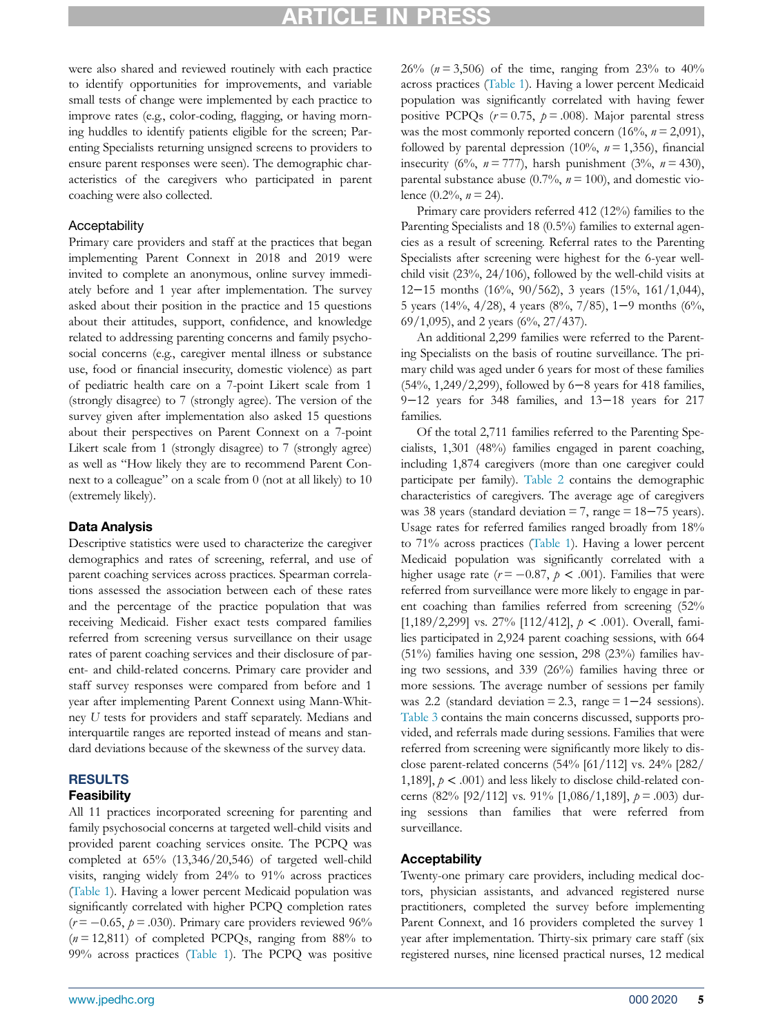were also shared and reviewed routinely with each practice to identify opportunities for improvements, and variable small tests of change were implemented by each practice to improve rates (e.g., color-coding, flagging, or having morning huddles to identify patients eligible for the screen; Parenting Specialists returning unsigned screens to providers to ensure parent responses were seen). The demographic characteristics of the caregivers who participated in parent coaching were also collected.

### Acceptability

Primary care providers and staff at the practices that began implementing Parent Connext in 2018 and 2019 were invited to complete an anonymous, online survey immediately before and 1 year after implementation. The survey asked about their position in the practice and 15 questions about their attitudes, support, confidence, and knowledge related to addressing parenting concerns and family psychosocial concerns (e.g., caregiver mental illness or substance use, food or financial insecurity, domestic violence) as part of pediatric health care on a 7-point Likert scale from 1 (strongly disagree) to 7 (strongly agree). The version of the survey given after implementation also asked 15 questions about their perspectives on Parent Connext on a 7-point Likert scale from 1 (strongly disagree) to 7 (strongly agree) as well as "How likely they are to recommend Parent Connext to a colleague" on a scale from 0 (not at all likely) to 10 (extremely likely).

## Data Analysis

Descriptive statistics were used to characterize the caregiver demographics and rates of screening, referral, and use of parent coaching services across practices. Spearman correlations assessed the association between each of these rates and the percentage of the practice population that was receiving Medicaid. Fisher exact tests compared families referred from screening versus surveillance on their usage rates of parent coaching services and their disclosure of parent- and child-related concerns. Primary care provider and staff survey responses were compared from before and 1 year after implementing Parent Connext using Mann-Whitney *U* tests for providers and staff separately. Medians and interquartile ranges are reported instead of means and standard deviations because of the skewness of the survey data.

# RESULTS

## Feasibility

All 11 practices incorporated screening for parenting and family psychosocial concerns at targeted well-child visits and provided parent coaching services onsite. The PCPQ was completed at 65% (13,346/20,546) of targeted well-child visits, ranging widely from 24% to 91% across practices (Table 1). Having a lower percent Medicaid population was significantly correlated with higher PCPQ completion rates ($r = -0.65$, $p = .030$). Primary care providers reviewed 96% ($n = 12{,}811$) of completed PCPQs, ranging from 88% to 99% across practices (Table 1). The PCPQ was positive 26% ($n = 3{,}506$) of the time, ranging from 23% to 40% across practices (Table 1). Having a lower percent Medicaid population was significantly correlated with having fewer positive PCPQs ($r = 0.75$, $p = .008$). Major parental stress was the most commonly reported concern (16%, $n = 2{,}091$), followed by parental depression (10%, $n = 1{,}356$), financial insecurity (6%, $n = 777$), harsh punishment (3%, $n = 430$), parental substance abuse (0.7%, $n = 100$), and domestic violence (0.2%, $n = 24$).

Primary care providers referred 412 (12%) families to the Parenting Specialists and 18 (0.5%) families to external agencies as a result of screening. Referral rates to the Parenting Specialists after screening were highest for the 6-year well-child visit (23%, 24/106), followed by the well-child visits at 12−15 months (16%, 90/562), 3 years (15%, 161/1,044), 5 years (14%, 4/28), 4 years (8%, 7/85), 1−9 months (6%, 69/1,095), and 2 years (6%, 27/437).

An additional 2,299 families were referred to the Parenting Specialists on the basis of routine surveillance. The primary child was aged under 6 years for most of these families (54%, 1,249/2,299), followed by 6−8 years for 418 families, 9−12 years for 348 families, and 13−18 years for 217 families.

Of the total 2,711 families referred to the Parenting Specialists, 1,301 (48%) families engaged in parent coaching, including 1,874 caregivers (more than one caregiver could participate per family). Table 2 contains the demographic characteristics of caregivers. The average age of caregivers was 38 years (standard deviation = 7, range = 18−75 years). Usage rates for referred families ranged broadly from 18% to 71% across practices (Table 1). Having a lower percent Medicaid population was significantly correlated with a higher usage rate ($r = -0.87$, $p < .001$). Families that were referred from surveillance were more likely to engage in parent coaching than families referred from screening (52% [1,189/2,299] vs. 27% [112/412], $p < .001$). Overall, families participated in 2,924 parent coaching sessions, with 664 (51%) families having one session, 298 (23%) families having two sessions, and 339 (26%) families having three or more sessions. The average number of sessions per family was 2.2 (standard deviation = 2.3, range = 1−24 sessions). Table 3 contains the main concerns discussed, supports provided, and referrals made during sessions. Families that were referred from screening were significantly more likely to disclose parent-related concerns (54% [61/112] vs. 24% [282/1,189], $p < .001$) and less likely to disclose child-related concerns (82% [92/112] vs. 91% [1,086/1,189], $p = .003$) during sessions than families that were referred from surveillance.

## Acceptability

Twenty-one primary care providers, including medical doctors, physician assistants, and advanced registered nurse practitioners, completed the survey before implementing Parent Connext, and 16 providers completed the survey 1 year after implementation. Thirty-six primary care staff (six registered nurses, nine licensed practical nurses, 12 medical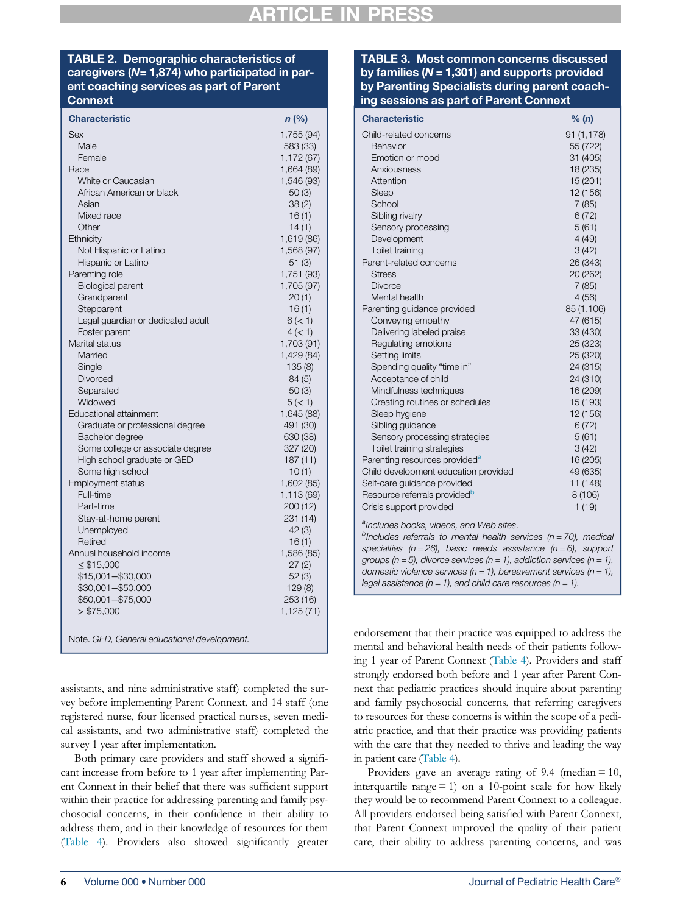**TABLE 2. Demographic characteristics of caregivers (*N*= 1,874) who participated in parent coaching services as part of Parent Connext**

| Characteristic | *n* (%) |
|---|---|
| Sex | 1,755 (94) |
| Male | 583 (33) |
| Female | 1,172 (67) |
| Race | 1,664 (89) |
| White or Caucasian | 1,546 (93) |
| African American or black | 50 (3) |
| Asian | 38 (2) |
| Mixed race | 16 (1) |
| Other | 14 (1) |
| Ethnicity | 1,619 (86) |
| Not Hispanic or Latino | 1,568 (97) |
| Hispanic or Latino | 51 (3) |
| Parenting role | 1,751 (93) |
| Biological parent | 1,705 (97) |
| Grandparent | 20 (1) |
| Stepparent | 16 (1) |
| Legal guardian or dedicated adult | 6 (< 1) |
| Foster parent | 4 (< 1) |
| Marital status | 1,703 (91) |
| Married | 1,429 (84) |
| Single | 135 (8) |
| Divorced | 84 (5) |
| Separated | 50 (3) |
| Widowed | 5 (< 1) |
| Educational attainment | 1,645 (88) |
| Graduate or professional degree | 491 (30) |
| Bachelor degree | 630 (38) |
| Some college or associate degree | 327 (20) |
| High school graduate or GED | 187 (11) |
| Some high school | 10 (1) |
| Employment status | 1,602 (85) |
| Full-time | 1,113 (69) |
| Part-time | 200 (12) |
| Stay-at-home parent | 231 (14) |
| Unemployed | 42 (3) |
| Retired | 16 (1) |
| Annual household income | 1,586 (85) |
| ≤ $15,000 | 27 (2) |
| $15,001−$30,000 | 52 (3) |
| $30,001−$50,000 | 129 (8) |
| $50,001−$75,000 | 253 (16) |
| > $75,000 | 1,125 (71) |

Note. *GED, General educational development.*

**TABLE 3. Most common concerns discussed by families (*N* = 1,301) and supports provided by Parenting Specialists during parent coaching sessions as part of Parent Connext**

| Characteristic | % (*n*) |
|---|---|
| Child-related concerns | 91 (1,178) |
| Behavior | 55 (722) |
| Emotion or mood | 31 (405) |
| Anxiousness | 18 (235) |
| Attention | 15 (201) |
| Sleep | 12 (156) |
| School | 7 (85) |
| Sibling rivalry | 6 (72) |
| Sensory processing | 5 (61) |
| Development | 4 (49) |
| Toilet training | 3 (42) |
| Parent-related concerns | 26 (343) |
| Stress | 20 (262) |
| Divorce | 7 (85) |
| Mental health | 4 (56) |
| Parenting guidance provided | 85 (1,106) |
| Conveying empathy | 47 (615) |
| Delivering labeled praise | 33 (430) |
| Regulating emotions | 25 (323) |
| Setting limits | 25 (320) |
| Spending quality "time in" | 24 (315) |
| Acceptance of child | 24 (310) |
| Mindfulness techniques | 16 (209) |
| Creating routines or schedules | 15 (193) |
| Sleep hygiene | 12 (156) |
| Sibling guidance | 6 (72) |
| Sensory processing strategies | 5 (61) |
| Toilet training strategies | 3 (42) |
| Parenting resources provided[a] | 16 (205) |
| Child development education provided | 49 (635) |
| Self-care guidance provided | 11 (148) |
| Resource referrals provided[b] | 8 (106) |
| Crisis support provided | 1 (19) |

[a]*Includes books, videos, and Web sites.*
[b]*Includes referrals to mental health services (n = 70), medical specialties (n = 26), basic needs assistance (n = 6), support groups (n = 5), divorce services (n = 1), addiction services (n = 1), domestic violence services (n = 1), bereavement services (n = 1), legal assistance (n = 1), and child care resources (n = 1).*

assistants, and nine administrative staff) completed the survey before implementing Parent Connext, and 14 staff (one registered nurse, four licensed practical nurses, seven medical assistants, and two administrative staff) completed the survey 1 year after implementation.

Both primary care providers and staff showed a significant increase from before to 1 year after implementing Parent Connext in their belief that there was sufficient support within their practice for addressing parenting and family psychosocial concerns, in their confidence in their ability to address them, and in their knowledge of resources for them (Table 4). Providers also showed significantly greater endorsement that their practice was equipped to address the mental and behavioral health needs of their patients following 1 year of Parent Connext (Table 4). Providers and staff strongly endorsed both before and 1 year after Parent Connext that pediatric practices should inquire about parenting and family psychosocial concerns, that referring caregivers to resources for these concerns is within the scope of a pediatric practice, and that their practice was providing patients with the care that they needed to thrive and leading the way in patient care (Table 4).

Providers gave an average rating of 9.4 (median = 10, interquartile range = 1) on a 10-point scale for how likely they would be to recommend Parent Connext to a colleague. All providers endorsed being satisfied with Parent Connext, that Parent Connext improved the quality of their patient care, their ability to address parenting concerns, and was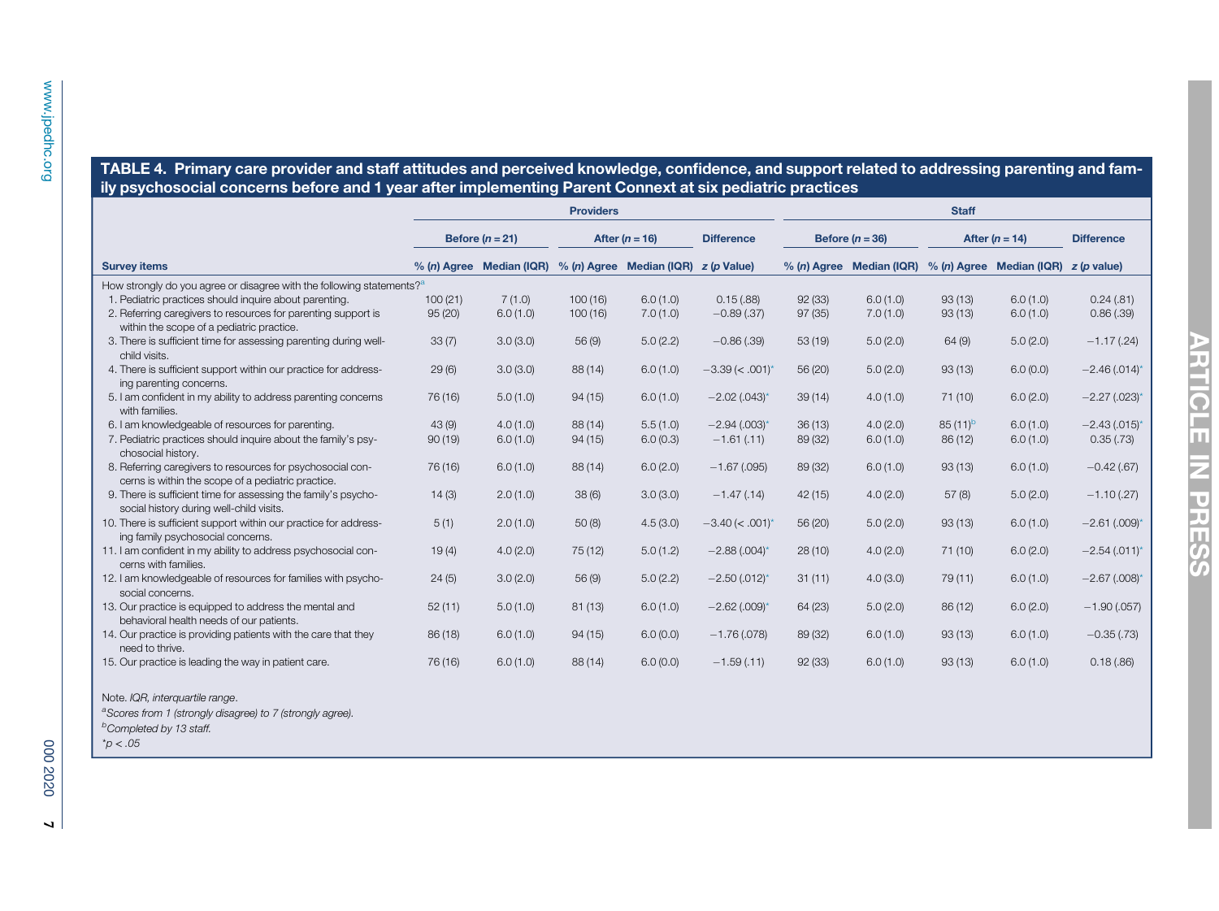**TABLE 4. Primary care provider and staff attitudes and perceived knowledge, confidence, and support related to addressing parenting and family psychosocial concerns before and 1 year after implementing Parent Connext at six pediatric practices**

| | Providers | | | | | Staff | | | | |
|---|---|---|---|---|---|---|---|---|---|---|
| | Before (n = 21) | | After (n = 16) | | Difference | Before (n = 36) | | After (n = 14) | | Difference |
| Survey items | % (n) Agree | Median (IQR) | % (n) Agree | Median (IQR) | z (p Value) | % (n) Agree | Median (IQR) | % (n) Agree | Median (IQR) | z (p value) |
| How strongly do you agree or disagree with the following statements?[a] | | | | | | | | | | |
| 1. Pediatric practices should inquire about parenting. | 100 (21) | 7 (1.0) | 100 (16) | 6.0 (1.0) | 0.15 (.88) | 92 (33) | 6.0 (1.0) | 93 (13) | 6.0 (1.0) | 0.24 (.81) |
| 2. Referring caregivers to resources for parenting support is within the scope of a pediatric practice. | 95 (20) | 6.0 (1.0) | 100 (16) | 7.0 (1.0) | −0.89 (.37) | 97 (35) | 7.0 (1.0) | 93 (13) | 6.0 (1.0) | 0.86 (.39) |
| 3. There is sufficient time for assessing parenting during well-child visits. | 33 (7) | 3.0 (3.0) | 56 (9) | 5.0 (2.2) | −0.86 (.39) | 53 (19) | 5.0 (2.0) | 64 (9) | 5.0 (2.0) | −1.17 (.24) |
| 4. There is sufficient support within our practice for addressing parenting concerns. | 29 (6) | 3.0 (3.0) | 88 (14) | 6.0 (1.0) | −3.39 (< .001)* | 56 (20) | 5.0 (2.0) | 93 (13) | 6.0 (0.0) | −2.46 (.014)* |
| 5. I am confident in my ability to address parenting concerns with families. | 76 (16) | 5.0 (1.0) | 94 (15) | 6.0 (1.0) | −2.02 (.043)* | 39 (14) | 4.0 (1.0) | 71 (10) | 6.0 (2.0) | −2.27 (.023)* |
| 6. I am knowledgeable of resources for parenting. | 43 (9) | 4.0 (1.0) | 88 (14) | 5.5 (1.0) | −2.94 (.003)* | 36 (13) | 4.0 (2.0) | 85 (11)[b] | 6.0 (1.0) | −2.43 (.015)* |
| 7. Pediatric practices should inquire about the family's psychosocial history. | 90 (19) | 6.0 (1.0) | 94 (15) | 6.0 (0.3) | −1.61 (.11) | 89 (32) | 6.0 (1.0) | 86 (12) | 6.0 (1.0) | 0.35 (.73) |
| 8. Referring caregivers to resources for psychosocial concerns is within the scope of a pediatric practice. | 76 (16) | 6.0 (1.0) | 88 (14) | 6.0 (2.0) | −1.67 (.095) | 89 (32) | 6.0 (1.0) | 93 (13) | 6.0 (1.0) | −0.42 (.67) |
| 9. There is sufficient time for assessing the family's psychosocial history during well-child visits. | 14 (3) | 2.0 (1.0) | 38 (6) | 3.0 (3.0) | −1.47 (.14) | 42 (15) | 4.0 (2.0) | 57 (8) | 5.0 (2.0) | −1.10 (.27) |
| 10. There is sufficient support within our practice for addressing family psychosocial concerns. | 5 (1) | 2.0 (1.0) | 50 (8) | 4.5 (3.0) | −3.40 (< .001)* | 56 (20) | 5.0 (2.0) | 93 (13) | 6.0 (1.0) | −2.61 (.009)* |
| 11. I am confident in my ability to address psychosocial concerns with families. | 19 (4) | 4.0 (2.0) | 75 (12) | 5.0 (1.2) | −2.88 (.004)* | 28 (10) | 4.0 (2.0) | 71 (10) | 6.0 (2.0) | −2.54 (.011)* |
| 12. I am knowledgeable of resources for families with psychosocial concerns. | 24 (5) | 3.0 (2.0) | 56 (9) | 5.0 (2.2) | −2.50 (.012)* | 31 (11) | 4.0 (3.0) | 79 (11) | 6.0 (1.0) | −2.67 (.008)* |
| 13. Our practice is equipped to address the mental and behavioral health needs of our patients. | 52 (11) | 5.0 (1.0) | 81 (13) | 6.0 (1.0) | −2.62 (.009)* | 64 (23) | 5.0 (2.0) | 86 (12) | 6.0 (2.0) | −1.90 (.057) |
| 14. Our practice is providing patients with the care that they need to thrive. | 86 (18) | 6.0 (1.0) | 94 (15) | 6.0 (0.0) | −1.76 (.078) | 89 (32) | 6.0 (1.0) | 93 (13) | 6.0 (1.0) | −0.35 (.73) |
| 15. Our practice is leading the way in patient care. | 76 (16) | 6.0 (1.0) | 88 (14) | 6.0 (0.0) | −1.59 (.11) | 92 (33) | 6.0 (1.0) | 93 (13) | 6.0 (1.0) | 0.18 (.86) |

Note. *IQR, interquartile range*.

[a]*Scores from 1 (strongly disagree) to 7 (strongly agree).*

[b]*Completed by 13 staff.*

$^{*}p < .05$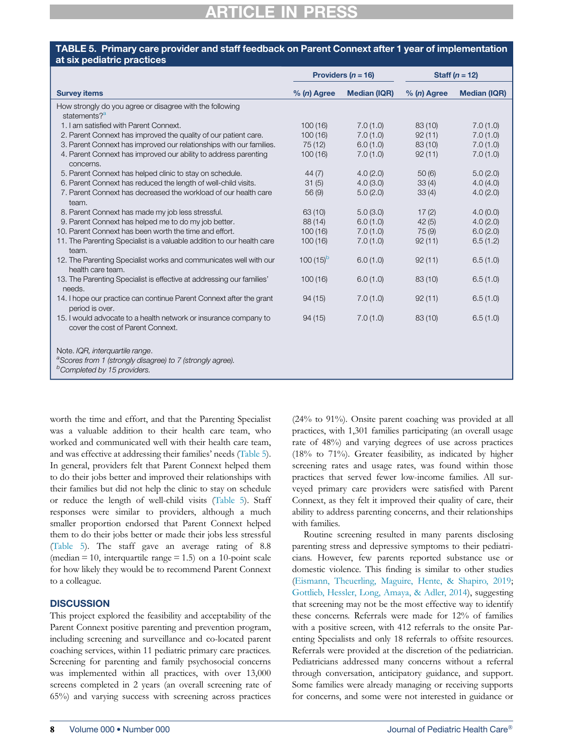**TABLE 5. Primary care provider and staff feedback on Parent Connext after 1 year of implementation at six pediatric practices**

| | Providers (*n* = 16) | | Staff (*n* = 12) | |
|---|---|---|---|---|
| Survey items | % (*n*) Agree | Median (IQR) | % (*n*) Agree | Median (IQR) |
| How strongly do you agree or disagree with the following statements?[a] | | | | |
| 1. I am satisfied with Parent Connext. | 100 (16) | 7.0 (1.0) | 83 (10) | 7.0 (1.0) |
| 2. Parent Connext has improved the quality of our patient care. | 100 (16) | 7.0 (1.0) | 92 (11) | 7.0 (1.0) |
| 3. Parent Connext has improved our relationships with our families. | 75 (12) | 6.0 (1.0) | 83 (10) | 7.0 (1.0) |
| 4. Parent Connext has improved our ability to address parenting concerns. | 100 (16) | 7.0 (1.0) | 92 (11) | 7.0 (1.0) |
| 5. Parent Connext has helped clinic to stay on schedule. | 44 (7) | 4.0 (2.0) | 50 (6) | 5.0 (2.0) |
| 6. Parent Connext has reduced the length of well-child visits. | 31 (5) | 4.0 (3.0) | 33 (4) | 4.0 (4.0) |
| 7. Parent Connext has decreased the workload of our health care team. | 56 (9) | 5.0 (2.0) | 33 (4) | 4.0 (2.0) |
| 8. Parent Connext has made my job less stressful. | 63 (10) | 5.0 (3.0) | 17 (2) | 4.0 (0.0) |
| 9. Parent Connext has helped me to do my job better. | 88 (14) | 6.0 (1.0) | 42 (5) | 4.0 (2.0) |
| 10. Parent Connext has been worth the time and effort. | 100 (16) | 7.0 (1.0) | 75 (9) | 6.0 (2.0) |
| 11. The Parenting Specialist is a valuable addition to our health care team. | 100 (16) | 7.0 (1.0) | 92 (11) | 6.5 (1.2) |
| 12. The Parenting Specialist works and communicates well with our health care team. | 100 (15)[b] | 6.0 (1.0) | 92 (11) | 6.5 (1.0) |
| 13. The Parenting Specialist is effective at addressing our families' needs. | 100 (16) | 6.0 (1.0) | 83 (10) | 6.5 (1.0) |
| 14. I hope our practice can continue Parent Connext after the grant period is over. | 94 (15) | 7.0 (1.0) | 92 (11) | 6.5 (1.0) |
| 15. I would advocate to a health network or insurance company to cover the cost of Parent Connext. | 94 (15) | 7.0 (1.0) | 83 (10) | 6.5 (1.0) |

Note. *IQR, interquartile range*.
[a]*Scores from 1 (strongly disagree) to 7 (strongly agree).*
[b]*Completed by 15 providers.*

worth the time and effort, and that the Parenting Specialist was a valuable addition to their health care team, who worked and communicated well with their health care team, and was effective at addressing their families' needs (Table 5). In general, providers felt that Parent Connext helped them to do their jobs better and improved their relationships with their families but did not help the clinic to stay on schedule or reduce the length of well-child visits (Table 5). Staff responses were similar to providers, although a much smaller proportion endorsed that Parent Connext helped them to do their jobs better or made their jobs less stressful (Table 5). The staff gave an average rating of 8.8 (median = 10, interquartile range = 1.5) on a 10-point scale for how likely they would be to recommend Parent Connext to a colleague.

## DISCUSSION

This project explored the feasibility and acceptability of the Parent Connext positive parenting and prevention program, including screening and surveillance and co-located parent coaching services, within 11 pediatric primary care practices. Screening for parenting and family psychosocial concerns was implemented within all practices, with over 13,000 screens completed in 2 years (an overall screening rate of 65%) and varying success with screening across practices (24% to 91%). Onsite parent coaching was provided at all practices, with 1,301 families participating (an overall usage rate of 48%) and varying degrees of use across practices (18% to 71%). Greater feasibility, as indicated by higher screening rates and usage rates, was found within those practices that served fewer low-income families. All surveyed primary care providers were satisfied with Parent Connext, as they felt it improved their quality of care, their ability to address parenting concerns, and their relationships with families.

Routine screening resulted in many parents disclosing parenting stress and depressive symptoms to their pediatricians. However, few parents reported substance use or domestic violence. This finding is similar to other studies (Eismann, Theuerling, Maguire, Hente, & Shapiro, 2019; Gottlieb, Hessler, Long, Amaya, & Adler, 2014), suggesting that screening may not be the most effective way to identify these concerns. Referrals were made for 12% of families with a positive screen, with 412 referrals to the onsite Parenting Specialists and only 18 referrals to offsite resources. Referrals were provided at the discretion of the pediatrician. Pediatricians addressed many concerns without a referral through conversation, anticipatory guidance, and support. Some families were already managing or receiving supports for concerns, and some were not interested in guidance or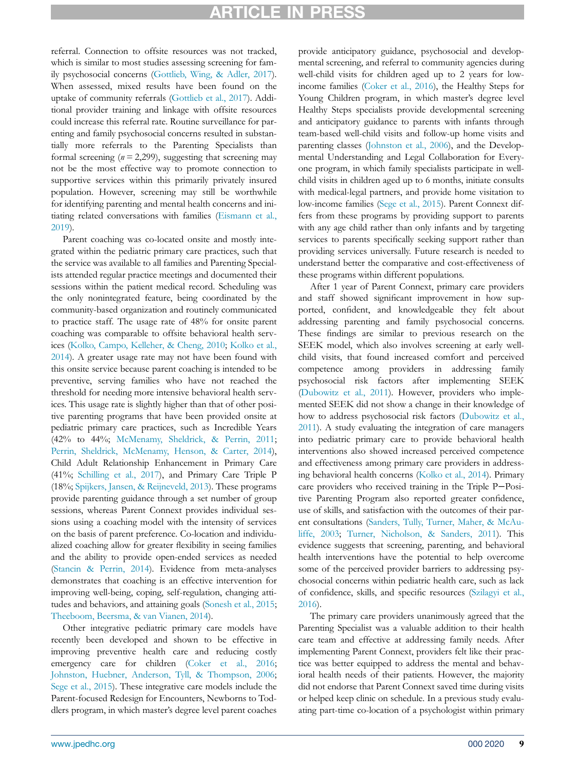referral. Connection to offsite resources was not tracked, which is similar to most studies assessing screening for family psychosocial concerns (Gottlieb, Wing, & Adler, 2017). When assessed, mixed results have been found on the uptake of community referrals (Gottlieb et al., 2017). Additional provider training and linkage with offsite resources could increase this referral rate. Routine surveillance for parenting and family psychosocial concerns resulted in substantially more referrals to the Parenting Specialists than formal screening ($n = 2,299$), suggesting that screening may not be the most effective way to promote connection to supportive services within this primarily privately insured population. However, screening may still be worthwhile for identifying parenting and mental health concerns and initiating related conversations with families (Eismann et al., 2019).

Parent coaching was co-located onsite and mostly integrated within the pediatric primary care practices, such that the service was available to all families and Parenting Specialists attended regular practice meetings and documented their sessions within the patient medical record. Scheduling was the only nonintegrated feature, being coordinated by the community-based organization and routinely communicated to practice staff. The usage rate of 48% for onsite parent coaching was comparable to offsite behavioral health services (Kolko, Campo, Kelleher, & Cheng, 2010; Kolko et al., 2014). A greater usage rate may not have been found with this onsite service because parent coaching is intended to be preventive, serving families who have not reached the threshold for needing more intensive behavioral health services. This usage rate is slightly higher than that of other positive parenting programs that have been provided onsite at pediatric primary care practices, such as Incredible Years (42% to 44%; McMenamy, Sheldrick, & Perrin, 2011; Perrin, Sheldrick, McMenamy, Henson, & Carter, 2014), Child Adult Relationship Enhancement in Primary Care (41%; Schilling et al., 2017), and Primary Care Triple P (18%; Spijkers, Jansen, & Reijneveld, 2013). These programs provide parenting guidance through a set number of group sessions, whereas Parent Connext provides individual sessions using a coaching model with the intensity of services on the basis of parent preference. Co-location and individualized coaching allow for greater flexibility in seeing families and the ability to provide open-ended services as needed (Stancin & Perrin, 2014). Evidence from meta-analyses demonstrates that coaching is an effective intervention for improving well-being, coping, self-regulation, changing attitudes and behaviors, and attaining goals (Sonesh et al., 2015; Theeboom, Beersma, & van Vianen, 2014).

Other integrative pediatric primary care models have recently been developed and shown to be effective in improving preventive health care and reducing costly emergency care for children (Coker et al., 2016; Johnston, Huebner, Anderson, Tyll, & Thompson, 2006; Sege et al., 2015). These integrative care models include the Parent-focused Redesign for Encounters, Newborns to Toddlers program, in which master's degree level parent coaches provide anticipatory guidance, psychosocial and developmental screening, and referral to community agencies during well-child visits for children aged up to 2 years for low-income families (Coker et al., 2016), the Healthy Steps for Young Children program, in which master's degree level Healthy Steps specialists provide developmental screening and anticipatory guidance to parents with infants through team-based well-child visits and follow-up home visits and parenting classes (Johnston et al., 2006), and the Developmental Understanding and Legal Collaboration for Everyone program, in which family specialists participate in well-child visits in children aged up to 6 months, initiate consults with medical-legal partners, and provide home visitation to low-income families (Sege et al., 2015). Parent Connext differs from these programs by providing support to parents with any age child rather than only infants and by targeting services to parents specifically seeking support rather than providing services universally. Future research is needed to understand better the comparative and cost-effectiveness of these programs within different populations.

After 1 year of Parent Connext, primary care providers and staff showed significant improvement in how supported, confident, and knowledgeable they felt about addressing parenting and family psychosocial concerns. These findings are similar to previous research on the SEEK model, which also involves screening at early well-child visits, that found increased comfort and perceived competence among providers in addressing family psychosocial risk factors after implementing SEEK (Dubowitz et al., 2011). However, providers who implemented SEEK did not show a change in their knowledge of how to address psychosocial risk factors (Dubowitz et al., 2011). A study evaluating the integration of care managers into pediatric primary care to provide behavioral health interventions also showed increased perceived competence and effectiveness among primary care providers in addressing behavioral health concerns (Kolko et al., 2014). Primary care providers who received training in the Triple P—Positive Parenting Program also reported greater confidence, use of skills, and satisfaction with the outcomes of their parent consultations (Sanders, Tully, Turner, Maher, & McAuliffe, 2003; Turner, Nicholson, & Sanders, 2011). This evidence suggests that screening, parenting, and behavioral health interventions have the potential to help overcome some of the perceived provider barriers to addressing psychosocial concerns within pediatric health care, such as lack of confidence, skills, and specific resources (Szilagyi et al., 2016).

The primary care providers unanimously agreed that the Parenting Specialist was a valuable addition to their health care team and effective at addressing family needs. After implementing Parent Connext, providers felt like their practice was better equipped to address the mental and behavioral health needs of their patients. However, the majority did not endorse that Parent Connext saved time during visits or helped keep clinic on schedule. In a previous study evaluating part-time co-location of a psychologist within primary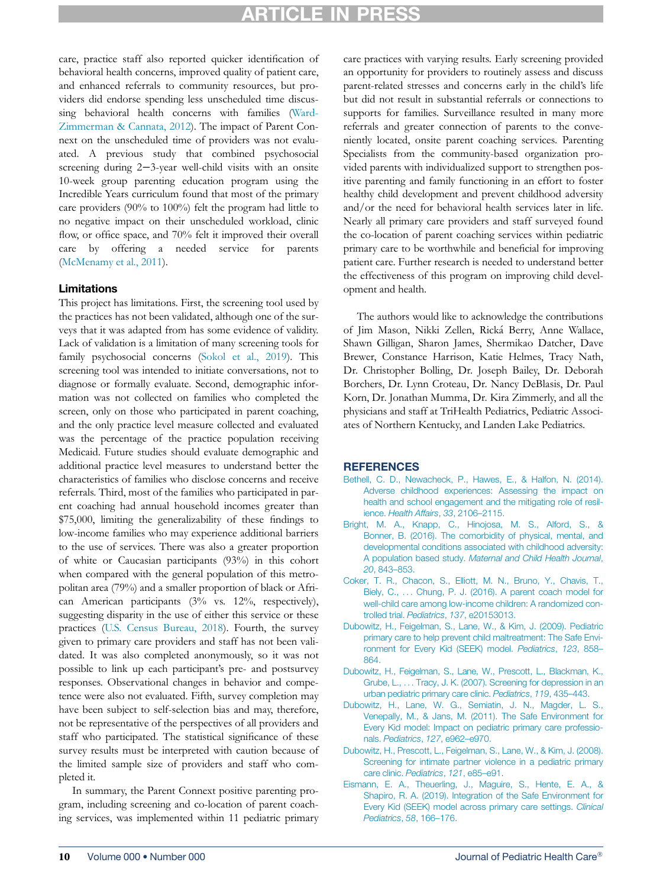care, practice staff also reported quicker identification of behavioral health concerns, improved quality of patient care, and enhanced referrals to community resources, but providers did endorse spending less unscheduled time discussing behavioral health concerns with families (Ward-Zimmerman & Cannata, 2012). The impact of Parent Connext on the unscheduled time of providers was not evaluated. A previous study that combined psychosocial screening during 2−3-year well-child visits with an onsite 10-week group parenting education program using the Incredible Years curriculum found that most of the primary care providers (90% to 100%) felt the program had little to no negative impact on their unscheduled workload, clinic flow, or office space, and 70% felt it improved their overall care by offering a needed service for parents (McMenamy et al., 2011).

## Limitations

This project has limitations. First, the screening tool used by the practices has not been validated, although one of the surveys that it was adapted from has some evidence of validity. Lack of validation is a limitation of many screening tools for family psychosocial concerns (Sokol et al., 2019). This screening tool was intended to initiate conversations, not to diagnose or formally evaluate. Second, demographic information was not collected on families who completed the screen, only on those who participated in parent coaching, and the only practice level measure collected and evaluated was the percentage of the practice population receiving Medicaid. Future studies should evaluate demographic and additional practice level measures to understand better the characteristics of families who disclose concerns and receive referrals. Third, most of the families who participated in parent coaching had annual household incomes greater than $75,000, limiting the generalizability of these findings to low-income families who may experience additional barriers to the use of services. There was also a greater proportion of white or Caucasian participants (93%) in this cohort when compared with the general population of this metropolitan area (79%) and a smaller proportion of black or African American participants (3% vs. 12%, respectively), suggesting disparity in the use of either this service or these practices (U.S. Census Bureau, 2018). Fourth, the survey given to primary care providers and staff has not been validated. It was also completed anonymously, so it was not possible to link up each participant's pre- and postsurvey responses. Observational changes in behavior and competence were also not evaluated. Fifth, survey completion may have been subject to self-selection bias and may, therefore, not be representative of the perspectives of all providers and staff who participated. The statistical significance of these survey results must be interpreted with caution because of the limited sample size of providers and staff who completed it.

In summary, the Parent Connext positive parenting program, including screening and co-location of parent coaching services, was implemented within 11 pediatric primary care practices with varying results. Early screening provided an opportunity for providers to routinely assess and discuss parent-related stresses and concerns early in the child's life but did not result in substantial referrals or connections to supports for families. Surveillance resulted in many more referrals and greater connection of parents to the conveniently located, onsite parent coaching services. Parenting Specialists from the community-based organization provided parents with individualized support to strengthen positive parenting and family functioning in an effort to foster healthy child development and prevent childhood adversity and/or the need for behavioral health services later in life. Nearly all primary care providers and staff surveyed found the co-location of parent coaching services within pediatric primary care to be worthwhile and beneficial for improving patient care. Further research is needed to understand better the effectiveness of this program on improving child development and health.

The authors would like to acknowledge the contributions of Jim Mason, Nikki Zellen, Rická Berry, Anne Wallace, Shawn Gilligan, Sharon James, Shermikao Datcher, Dave Brewer, Constance Harrison, Katie Helmes, Tracy Nath, Dr. Christopher Bolling, Dr. Joseph Bailey, Dr. Deborah Borchers, Dr. Lynn Croteau, Dr. Nancy DeBlasis, Dr. Paul Korn, Dr. Jonathan Mumma, Dr. Kira Zimmerly, and all the physicians and staff at TriHealth Pediatrics, Pediatric Associates of Northern Kentucky, and Landen Lake Pediatrics.

## REFERENCES

Bethell, C. D., Newacheck, P., Hawes, E., & Halfon, N. (2014). Adverse childhood experiences: Assessing the impact on health and school engagement and the mitigating role of resilience. *Health Affairs*, *33*, 2106–2115.

Bright, M. A., Knapp, C., Hinojosa, M. S., Alford, S., & Bonner, B. (2016). The comorbidity of physical, mental, and developmental conditions associated with childhood adversity: A population based study. *Maternal and Child Health Journal*, *20*, 843–853.

Coker, T. R., Chacon, S., Elliott, M. N., Bruno, Y., Chavis, T., Biely, C., . . . Chung, P. J. (2016). A parent coach model for well-child care among low-income children: A randomized controlled trial. *Pediatrics*, *137*, e20153013.

Dubowitz, H., Feigelman, S., Lane, W., & Kim, J. (2009). Pediatric primary care to help prevent child maltreatment: The Safe Environment for Every Kid (SEEK) model. *Pediatrics*, *123*, 858–864.

Dubowitz, H., Feigelman, S., Lane, W., Prescott, L., Blackman, K., Grube, L., . . . Tracy, J. K. (2007). Screening for depression in an urban pediatric primary care clinic. *Pediatrics*, *119*, 435–443.

Dubowitz, H., Lane, W. G., Semiatin, J. N., Magder, L. S., Venepally, M., & Jans, M. (2011). The Safe Environment for Every Kid model: Impact on pediatric primary care professionals. *Pediatrics*, *127*, e962–e970.

Dubowitz, H., Prescott, L., Feigelman, S., Lane, W., & Kim, J. (2008). Screening for intimate partner violence in a pediatric primary care clinic. *Pediatrics*, *121*, e85–e91.

Eismann, E. A., Theuerling, J., Maguire, S., Hente, E. A., & Shapiro, R. A. (2019). Integration of the Safe Environment for Every Kid (SEEK) model across primary care settings. *Clinical Pediatrics*, *58*, 166–176.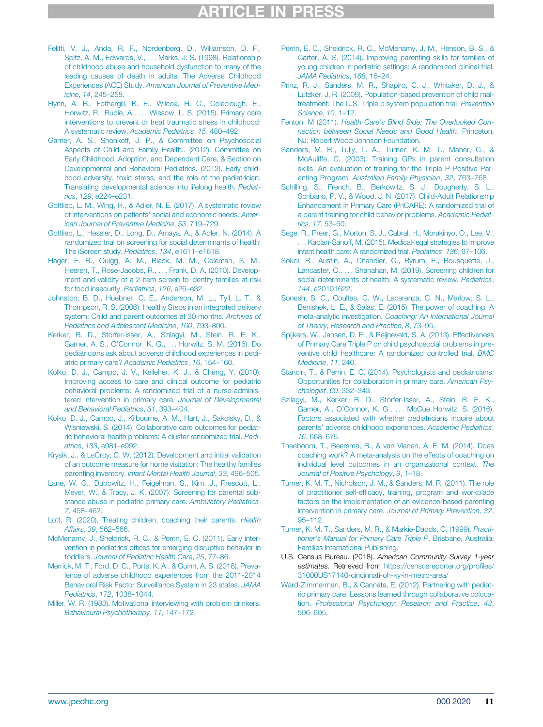Felitti, V. J., Anda, R. F., Nordenberg, D., Williamson, D. F., Spitz, A. M., Edwards, V., . . . Marks, J. S. (1998). Relationship of childhood abuse and household dysfunction to many of the leading causes of death in adults. The Adverse Childhood Experiences (ACE) Study. *American Journal of Preventive Medicine*, *14*, 245–258.

Flynn, A. B., Fothergill, K. E., Wilcox, H. C., Coleclough, E., Horwitz, R., Ruble, A., . . . Wissow, L. S. (2015). Primary care interventions to prevent or treat traumatic stress in childhood: A systematic review. *Academic Pediatrics*, *15*, 480–492.

Garner, A. S., Shonkoff, J. P., & Committee on Psychosocial Aspects of Child and Family Health.. (2012). Committee on Early Childhood, Adoption, and Dependent Care, & Section on Developmental and Behavioral Pediatrics. (2012). Early childhood adversity, toxic stress, and the role of the pediatrician: Translating developmental science into lifelong health. *Pediatrics*, *129*, e224–e231.

Gottlieb, L. M., Wing, H., & Adler, N. E. (2017). A systematic review of interventions on patients' social and economic needs. *American Journal of Preventive Medicine*, *53*, 719–729.

Gottlieb, L., Hessler, D., Long, D., Amaya, A., & Adler, N. (2014). A randomized trial on screening for social determinants of health: The iScreen study. *Pediatrics*, *134*, e1611–e1618.

Hager, E. R., Quigg, A. M., Black, M. M., Coleman, S. M., Heeren, T., Rose-Jacobs, R., . . . Frank, D. A. (2010). Development and validity of a 2-item screen to identify families at risk for food insecurity. *Pediatrics*, *126*, e26–e32.

Johnston, B. D., Huebner, C. E., Anderson, M. L., Tyll, L. T., & Thompson, R. S. (2006). Healthy Steps in an integrated delivery system: Child and parent outcomes at 30 months. *Archives of Pediatrics and Adolescent Medicine*, *160*, 793–800.

Kerker, B. D., Storfer-Isser, A., Szilagyi, M., Stein, R. E. K., Garner, A. S., O'Connor, K. G., . . . Horwitz, S. M. (2016). Do pediatricians ask about adverse childhood experiences in pediatric primary care? *Academic Pediatrics*, *16*, 154–160.

Kolko, D. J., Campo, J. V., Kelleher, K. J., & Cheng, Y. (2010). Improving access to care and clinical outcome for pediatric behavioral problems: A randomized trial of a nurse-administered intervention in primary care. *Journal of Developmental and Behavioral Pediatrics*, *31*, 393–404.

Kolko, D. J., Campo, J., Kilbourne, A. M., Hart, J., Sakolsky, D., & Wisniewski, S. (2014). Collaborative care outcomes for pediatric behavioral health problems: A cluster randomized trial. *Pediatrics*, *133*, e981–e992.

Krysik, J., & LeCroy, C. W. (2012). Development and initial validation of an outcome measure for home visitation: The healthy families parenting inventory. *Infant Mental Health Journal*, *33*, 496–505.

Lane, W. G., Dubowitz, H., Feigelman, S., Kim, J., Prescott, L., Meyer, W., & Tracy, J. K. (2007). Screening for parental substance abuse in pediatric primary care. *Ambulatory Pediatrics*, *7*, 458–462.

Lott, R. (2020). Treating children, coaching their parents. *Health Affairs*, *39*, 562–566.

McMenamy, J., Sheldrick, R. C., & Perrin, E. C. (2011). Early intervention in pediatrics offices for emerging disruptive behavior in toddlers. *Journal of Pediatric Health Care*, *25*, 77–86.

Merrick, M. T., Ford, D. C., Ports, K. A., & Guinn, A. S. (2018). Prevalence of adverse childhood experiences from the 2011-2014 Behavioral Risk Factor Surveillance System in 23 states. *JAMA Pediatrics*, *172*, 1038–1044.

Miller, W. R. (1983). Motivational interviewing with problem drinkers. *Behavioural Psychotherapy*, *11*, 147–172.

Perrin, E. C., Sheldrick, R. C., McMenamy, J. M., Henson, B. S., & Carter, A. S. (2014). Improving parenting skills for families of young children in pediatric settings: A randomized clinical trial. *JAMA Pediatrics*, *168*, 16–24.

Prinz, R. J., Sanders, M. R., Shapiro, C. J., Whitaker, D. J., & Lutzker, J. R. (2009). Population-based prevention of child maltreatment: The U.S. Triple p system population trial. *Prevention Science*, *10*, 1–12.

Fenton, M (2011). *Health Care's Blind Side: The Overlooked Connection between Social Needs and Good Health*. Princeton, NJ: Robert Wood Johnson Foundation.

Sanders, M. R., Tully, L. A., Turner, K. M. T., Maher, C., & McAuliffe, C. (2003). Training GPs in parent consultation skills. An evaluation of training for the Triple P-Positive Parenting Program. *Australian Family Physician*, *32*, 763–768.

Schilling, S., French, B., Berkowitz, S. J., Dougherty, S. L., Scribano, P. V., & Wood, J. N. (2017). Child-Adult Relationship Enhancement in Primary Care (PriCARE): A randomized trial of a parent training for child behavior problems. *Academic Pediatrics*, *17*, 53–60.

Sege, R., Preer, G., Morton, S. J., Cabral, H., Morakinyo, O., Lee, V., . . . Kaplan-Sanoff, M. (2015). Medical-legal strategies to improve infant health care: A randomized trial. *Pediatrics*, *136*, 97–106.

Sokol, R., Austin, A., Chandler, C., Byrum, E., Bousquette, J., Lancaster, C., . . . Shanahan, M. (2019). Screening children for social determinants of health: A systematic review. *Pediatrics*, *144*, e20191622.

Sonesh, S. C., Coultas, C. W., Lacerenza, C. N., Marlow, S. L., Benishek, L. E., & Salas, E. (2015). The power of coaching: A meta-analytic investigation. *Coaching: An International Journal of Theory, Research and Practice*, *8*, 73–95.

Spijkers, W., Jansen, D. E., & Reijneveld, S. A. (2013). Effectiveness of Primary Care Triple P on child psychosocial problems in preventive child healthcare: A randomized controlled trial. *BMC Medicine*, *11*, 240.

Stancin, T., & Perrin, E. C. (2014). Psychologists and pediatricians: Opportunities for collaboration in primary care. *American Psychologist*, *69*, 332–343.

Szilagyi, M., Kerker, B. D., Storfer-Isser, A., Stein, R. E. K., Garner, A., O'Connor, K. G., . . . McCue Horwitz, S. (2016). Factors associated with whether pediatricians inquire about parents' adverse childhood experiences. *Academic Pediatrics*, *16*, 668–675.

Theeboom, T., Beersma, B., & van Vianen, A. E. M. (2014). Does coaching work? A meta-analysis on the effects of coaching on individual level outcomes in an organizational context. *The Journal of Positive Psychology*, *9*, 1–18.

Turner, K. M. T., Nicholson, J. M., & Sanders, M. R. (2011). The role of practitioner self-efficacy, training, program and workplace factors on the implementation of an evidence-based parenting intervention in primary care. *Journal of Primary Prevention*, *32*, 95–112.

Turner, K. M. T., Sanders, M. R., & Markie-Dadds, C. (1999). *Practitioner's Manual for Primary Care Triple P*. Brisbane, Australia: Families International Publishing.

U.S. Census Bureau. (2018). *American Community Survey 1-year estimates*. Retrieved from https://censusreporter.org/profiles/31000US17140-cincinnati-oh-ky-in-metro-area/

Ward-Zimmerman, B., & Cannata, E. (2012). Partnering with pediatric primary care: Lessons learned through collaborative colocation. *Professional Psychology: Research and Practice*, *43*, 596–605.